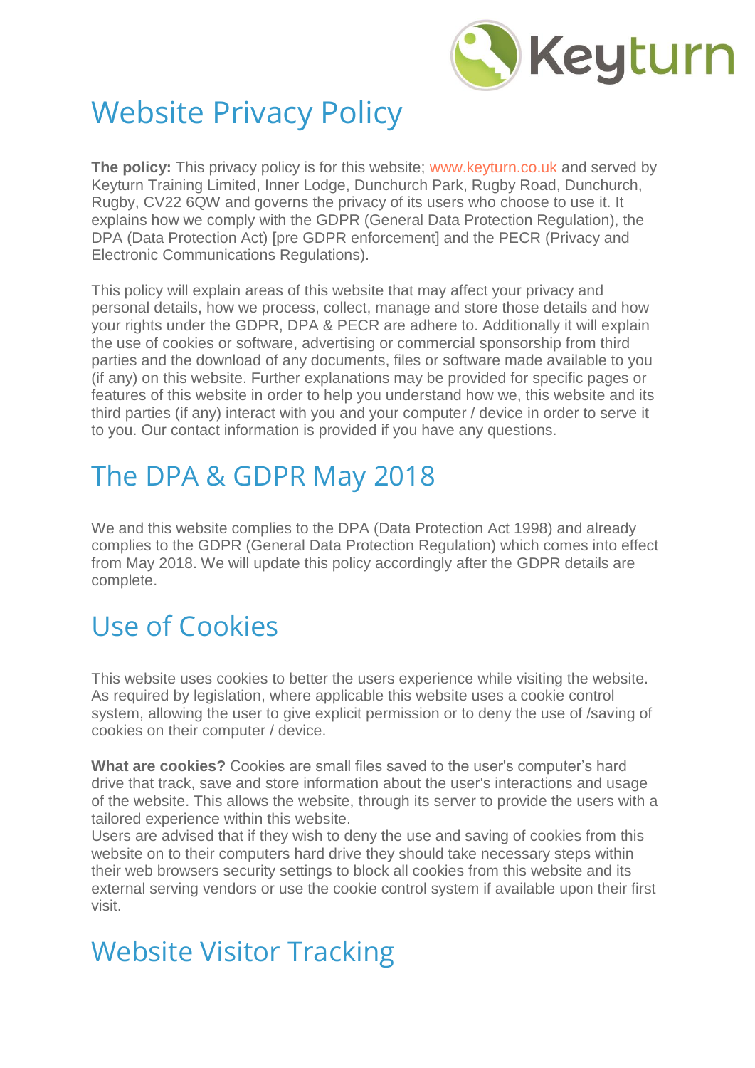# Website Privacy Policy

**The policy:** This privacy policy is for this website; www.keyturn.co.uk and served by Keyturn Training Limited, Inner Lodge, Dunchurch Park, Rugby Road, Dunchurch, Rugby, CV22 6QW and governs the privacy of its users who choose to use it. It explains how we comply with the GDPR (General Data Protection Regulation), the DPA (Data Protection Act) [pre GDPR enforcement] and the PECR (Privacy and Electronic Communications Regulations).

This policy will explain areas of this website that may affect your privacy and personal details, how we process, collect, manage and store those details and how your rights under the GDPR, DPA & PECR are adhere to. Additionally it will explain the use of cookies or software, advertising or commercial sponsorship from third parties and the download of any documents, files or software made available to you (if any) on this website. Further explanations may be provided for specific pages or features of this website in order to help you understand how we, this website and its third parties (if any) interact with you and your computer / device in order to serve it to you. Our contact information is provided if you have any questions.

## The DPA & GDPR May 2018

We and this website complies to the DPA (Data Protection Act 1998) and already complies to the GDPR (General Data Protection Regulation) which comes into effect from May 2018. We will update this policy accordingly after the GDPR details are complete.

## Use of Cookies

This website uses cookies to better the users experience while visiting the website. As required by legislation, where applicable this website uses a cookie control system, allowing the user to give explicit permission or to deny the use of /saving of cookies on their computer / device.

**What are cookies?** Cookies are small files saved to the user's computer’s hard drive that track, save and store information about the user's interactions and usage of the website. This allows the website, through its server to provide the users with a tailored experience within this website.
Users are advised that if they wish to deny the use and saving of cookies from this website on to their computers hard drive they should take necessary steps within their web browsers security settings to block all cookies from this website and its external serving vendors or use the cookie control system if available upon their first visit.

## Website Visitor Tracking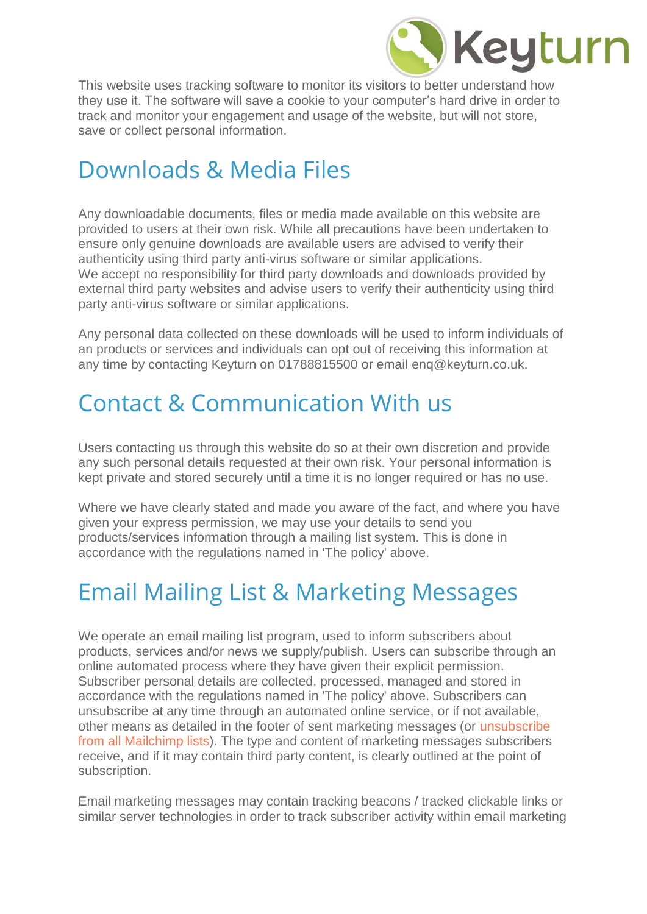This website uses tracking software to monitor its visitors to better understand how they use it. The software will save a cookie to your computer's hard drive in order to track and monitor your engagement and usage of the website, but will not store, save or collect personal information.

## Downloads & Media Files

Any downloadable documents, files or media made available on this website are provided to users at their own risk. While all precautions have been undertaken to ensure only genuine downloads are available users are advised to verify their authenticity using third party anti-virus software or similar applications.
We accept no responsibility for third party downloads and downloads provided by external third party websites and advise users to verify their authenticity using third party anti-virus software or similar applications.

Any personal data collected on these downloads will be used to inform individuals of an products or services and individuals can opt out of receiving this information at any time by contacting Keyturn on 01788815500 or email enq@keyturn.co.uk.

## Contact & Communication With us

Users contacting us through this website do so at their own discretion and provide any such personal details requested at their own risk. Your personal information is kept private and stored securely until a time it is no longer required or has no use.

Where we have clearly stated and made you aware of the fact, and where you have given your express permission, we may use your details to send you products/services information through a mailing list system. This is done in accordance with the regulations named in 'The policy' above.

## Email Mailing List & Marketing Messages

We operate an email mailing list program, used to inform subscribers about products, services and/or news we supply/publish. Users can subscribe through an online automated process where they have given their explicit permission. Subscriber personal details are collected, processed, managed and stored in accordance with the regulations named in 'The policy' above. Subscribers can unsubscribe at any time through an automated online service, or if not available, other means as detailed in the footer of sent marketing messages (or unsubscribe from all Mailchimp lists). The type and content of marketing messages subscribers receive, and if it may contain third party content, is clearly outlined at the point of subscription.

Email marketing messages may contain tracking beacons / tracked clickable links or similar server technologies in order to track subscriber activity within email marketing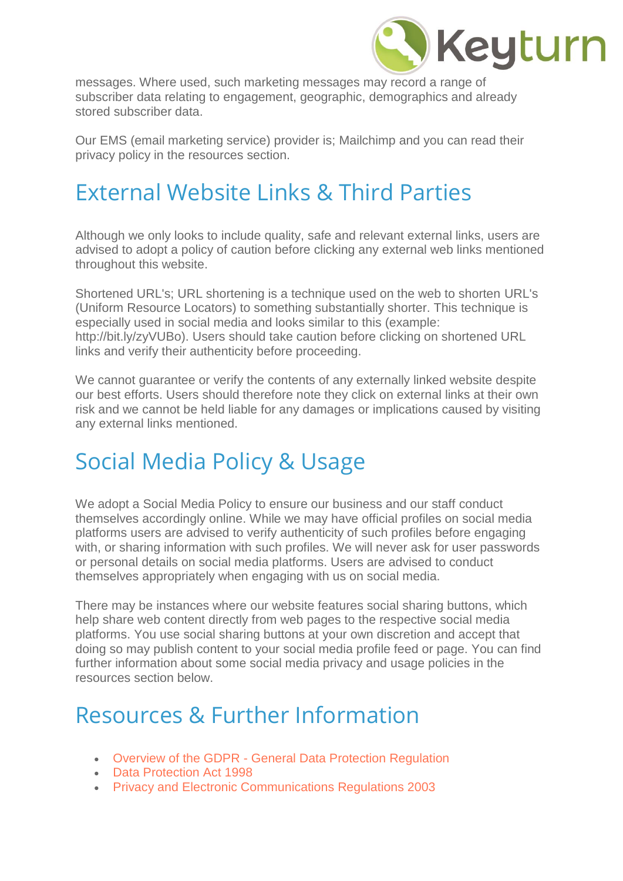messages. Where used, such marketing messages may record a range of subscriber data relating to engagement, geographic, demographics and already stored subscriber data.

Our EMS (email marketing service) provider is; Mailchimp and you can read their privacy policy in the resources section.

## External Website Links & Third Parties

Although we only looks to include quality, safe and relevant external links, users are advised to adopt a policy of caution before clicking any external web links mentioned throughout this website.

Shortened URL's; URL shortening is a technique used on the web to shorten URL's (Uniform Resource Locators) to something substantially shorter. This technique is especially used in social media and looks similar to this (example: http://bit.ly/zyVUBo). Users should take caution before clicking on shortened URL links and verify their authenticity before proceeding.

We cannot guarantee or verify the contents of any externally linked website despite our best efforts. Users should therefore note they click on external links at their own risk and we cannot be held liable for any damages or implications caused by visiting any external links mentioned.

## Social Media Policy & Usage

We adopt a Social Media Policy to ensure our business and our staff conduct themselves accordingly online. While we may have official profiles on social media platforms users are advised to verify authenticity of such profiles before engaging with, or sharing information with such profiles. We will never ask for user passwords or personal details on social media platforms. Users are advised to conduct themselves appropriately when engaging with us on social media.

There may be instances where our website features social sharing buttons, which help share web content directly from web pages to the respective social media platforms. You use social sharing buttons at your own discretion and accept that doing so may publish content to your social media profile feed or page. You can find further information about some social media privacy and usage policies in the resources section below.

## Resources & Further Information

- Overview of the GDPR - General Data Protection Regulation
- Data Protection Act 1998
- Privacy and Electronic Communications Regulations 2003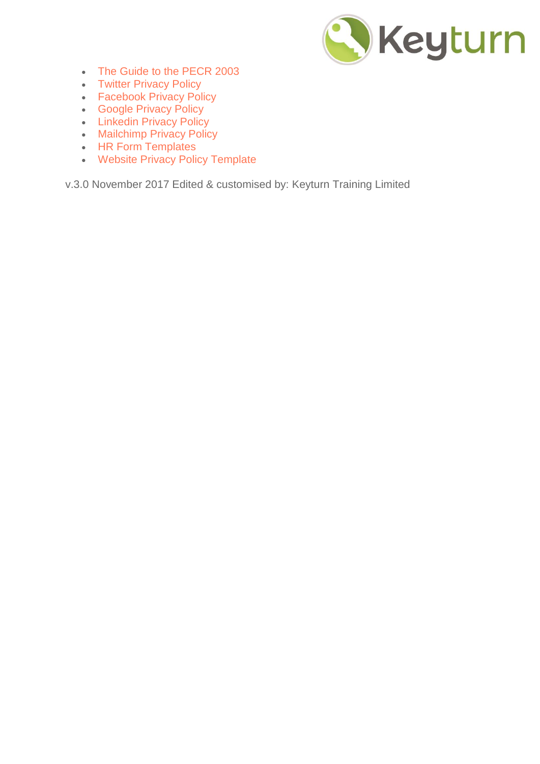- The Guide to the PECR 2003
- Twitter Privacy Policy
- Facebook Privacy Policy
- Google Privacy Policy
- Linkedin Privacy Policy
- Mailchimp Privacy Policy
- HR Form Templates
- Website Privacy Policy Template

v.3.0 November 2017 Edited & customised by: Keyturn Training Limited